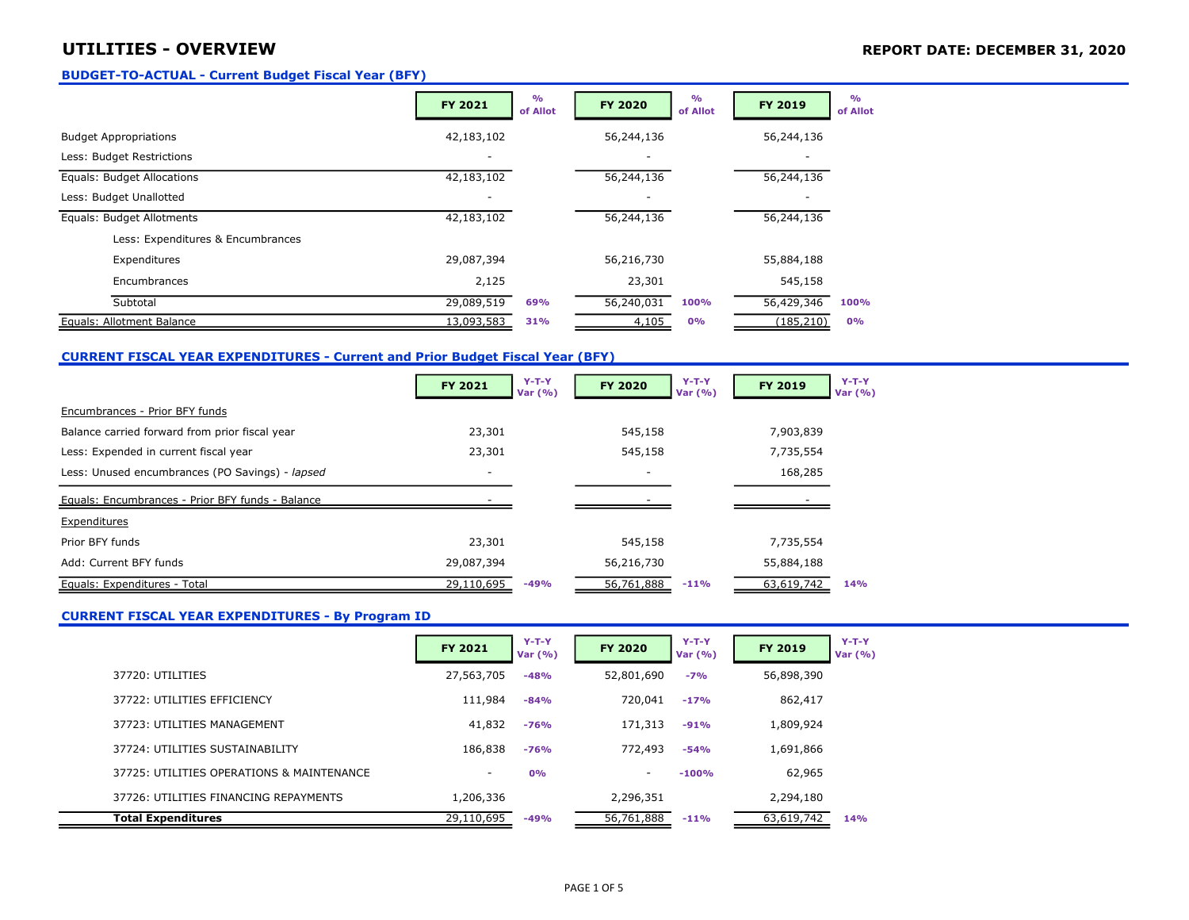# UTILITIES - OVERVIEW

**REPORT DATE: DECEMBER 31, 2020**

## BUDGET-TO-ACTUAL - Current Budget Fiscal Year (BFY)

| | FY 2021 | % of Allot | FY 2020 | % of Allot | FY 2019 | % of Allot |
|---|---|---|---|---|---|---|
| Budget Appropriations | 42,183,102 | | 56,244,136 | | 56,244,136 | |
| Less: Budget Restrictions | - | | - | | - | |
| Equals: Budget Allocations | 42,183,102 | | 56,244,136 | | 56,244,136 | |
| Less: Budget Unallotted | - | | - | | - | |
| Equals: Budget Allotments | 42,183,102 | | 56,244,136 | | 56,244,136 | |
| Less: Expenditures & Encumbrances | | | | | | |
| Expenditures | 29,087,394 | | 56,216,730 | | 55,884,188 | |
| Encumbrances | 2,125 | | 23,301 | | 545,158 | |
| Subtotal | 29,089,519 | 69% | 56,240,031 | 100% | 56,429,346 | 100% |
| Equals: Allotment Balance | 13,093,583 | 31% | 4,105 | 0% | (185,210) | 0% |

## CURRENT FISCAL YEAR EXPENDITURES - Current and Prior Budget Fiscal Year (BFY)

| | FY 2021 | Y-T-Y Var (%) | FY 2020 | Y-T-Y Var (%) | FY 2019 | Y-T-Y Var (%) |
|---|---|---|---|---|---|---|
| Encumbrances - Prior BFY funds | | | | | | |
| Balance carried forward from prior fiscal year | 23,301 | | 545,158 | | 7,903,839 | |
| Less: Expended in current fiscal year | 23,301 | | 545,158 | | 7,735,554 | |
| Less: Unused encumbrances (PO Savings) - *lapsed* | - | | - | | 168,285 | |
| Equals: Encumbrances - Prior BFY funds - Balance | - | | - | | - | |
| Expenditures | | | | | | |
| Prior BFY funds | 23,301 | | 545,158 | | 7,735,554 | |
| Add: Current BFY funds | 29,087,394 | | 56,216,730 | | 55,884,188 | |
| Equals: Expenditures - Total | 29,110,695 | -49% | 56,761,888 | -11% | 63,619,742 | 14% |

## CURRENT FISCAL YEAR EXPENDITURES - By Program ID

| | FY 2021 | Y-T-Y Var (%) | FY 2020 | Y-T-Y Var (%) | FY 2019 | Y-T-Y Var (%) |
|---|---|---|---|---|---|---|
| 37720: UTILITIES | 27,563,705 | -48% | 52,801,690 | -7% | 56,898,390 | |
| 37722: UTILITIES EFFICIENCY | 111,984 | -84% | 720,041 | -17% | 862,417 | |
| 37723: UTILITIES MANAGEMENT | 41,832 | -76% | 171,313 | -91% | 1,809,924 | |
| 37724: UTILITIES SUSTAINABILITY | 186,838 | -76% | 772,493 | -54% | 1,691,866 | |
| 37725: UTILITIES OPERATIONS & MAINTENANCE | - | 0% | - | -100% | 62,965 | |
| 37726: UTILITIES FINANCING REPAYMENTS | 1,206,336 | | 2,296,351 | | 2,294,180 | |
| **Total Expenditures** | 29,110,695 | -49% | 56,761,888 | -11% | 63,619,742 | 14% |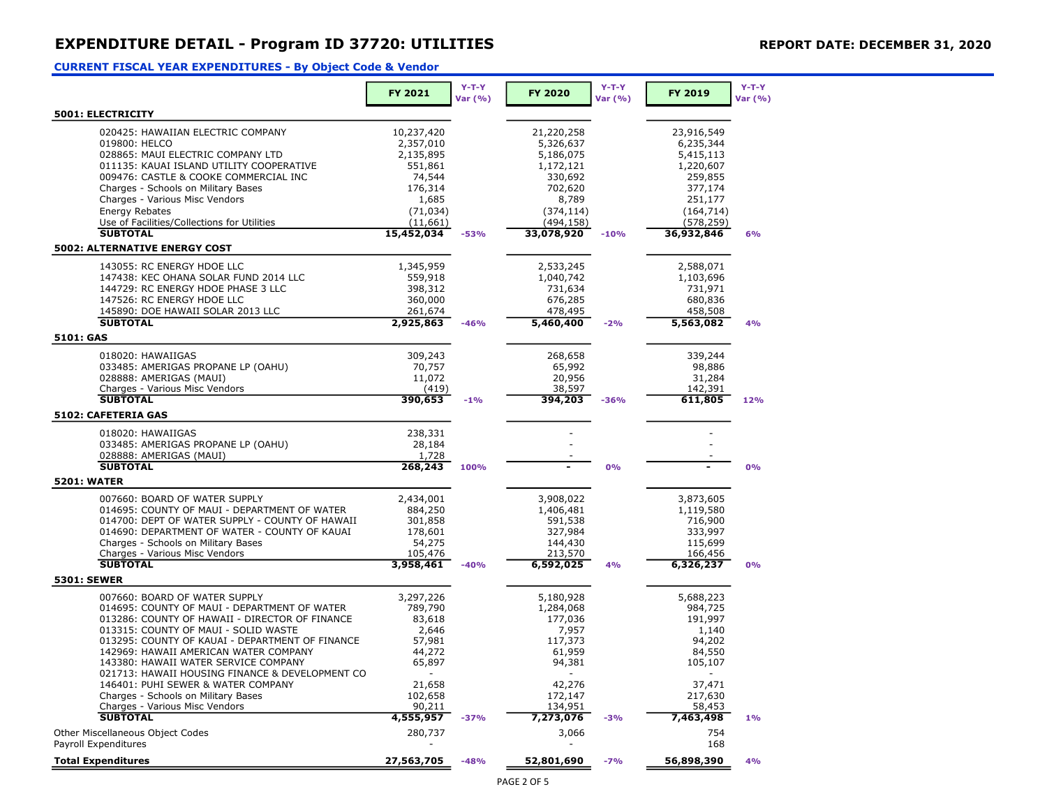## EXPENDITURE DETAIL - Program ID 37720: UTILITIES

**REPORT DATE: DECEMBER 31, 2020**

### CURRENT FISCAL YEAR EXPENDITURES - By Object Code & Vendor

| | FY 2021 | Y-T-Y Var (%) | FY 2020 | Y-T-Y Var (%) | FY 2019 | Y-T-Y Var (%) |
|---|---|---|---|---|---|---|
| **5001: ELECTRICITY** | | | | | | |
| 020425: HAWAIIAN ELECTRIC COMPANY | 10,237,420 | | 21,220,258 | | 23,916,549 | |
| 019800: HELCO | 2,357,010 | | 5,326,637 | | 6,235,344 | |
| 028865: MAUI ELECTRIC COMPANY LTD | 2,135,895 | | 5,186,075 | | 5,415,113 | |
| 011135: KAUAI ISLAND UTILITY COOPERATIVE | 551,861 | | 1,172,121 | | 1,220,607 | |
| 009476: CASTLE & COOKE COMMERCIAL INC | 74,544 | | 330,692 | | 259,855 | |
| Charges - Schools on Military Bases | 176,314 | | 702,620 | | 377,174 | |
| Charges - Various Misc Vendors | 1,685 | | 8,789 | | 251,177 | |
| Energy Rebates | (71,034) | | (374,114) | | (164,714) | |
| Use of Facilities/Collections for Utilities | (11,661) | | (494,158) | | (578,259) | |
| **SUBTOTAL** | **15,452,034** | -53% | **33,078,920** | -10% | **36,932,846** | 6% |
| **5002: ALTERNATIVE ENERGY COST** | | | | | | |
| 143055: RC ENERGY HDOE LLC | 1,345,959 | | 2,533,245 | | 2,588,071 | |
| 147438: KEC OHANA SOLAR FUND 2014 LLC | 559,918 | | 1,040,742 | | 1,103,696 | |
| 144729: RC ENERGY HDOE PHASE 3 LLC | 398,312 | | 731,634 | | 731,971 | |
| 147526: RC ENERGY HDOE LLC | 360,000 | | 676,285 | | 680,836 | |
| 145890: DOE HAWAII SOLAR 2013 LLC | 261,674 | | 478,495 | | 458,508 | |
| **SUBTOTAL** | **2,925,863** | -46% | **5,460,400** | -2% | **5,563,082** | 4% |
| **5101: GAS** | | | | | | |
| 018020: HAWAIIGAS | 309,243 | | 268,658 | | 339,244 | |
| 033485: AMERIGAS PROPANE LP (OAHU) | 70,757 | | 65,992 | | 98,886 | |
| 028888: AMERIGAS (MAUI) | 11,072 | | 20,956 | | 31,284 | |
| Charges - Various Misc Vendors | (419) | | 38,597 | | 142,391 | |
| **SUBTOTAL** | **390,653** | -1% | **394,203** | -36% | **611,805** | 12% |
| **5102: CAFETERIA GAS** | | | | | | |
| 018020: HAWAIIGAS | 238,331 | | - | | - | |
| 033485: AMERIGAS PROPANE LP (OAHU) | 28,184 | | - | | - | |
| 028888: AMERIGAS (MAUI) | 1,728 | | - | | - | |
| **SUBTOTAL** | **268,243** | 100% | **-** | 0% | **-** | 0% |
| **5201: WATER** | | | | | | |
| 007660: BOARD OF WATER SUPPLY | 2,434,001 | | 3,908,022 | | 3,873,605 | |
| 014695: COUNTY OF MAUI - DEPARTMENT OF WATER | 884,250 | | 1,406,481 | | 1,119,580 | |
| 014700: DEPT OF WATER SUPPLY - COUNTY OF HAWAII | 301,858 | | 591,538 | | 716,900 | |
| 014690: DEPARTMENT OF WATER - COUNTY OF KAUAI | 178,601 | | 327,984 | | 333,997 | |
| Charges - Schools on Military Bases | 54,275 | | 144,430 | | 115,699 | |
| Charges - Various Misc Vendors | 105,476 | | 213,570 | | 166,456 | |
| **SUBTOTAL** | **3,958,461** | -40% | **6,592,025** | 4% | **6,326,237** | 0% |
| **5301: SEWER** | | | | | | |
| 007660: BOARD OF WATER SUPPLY | 3,297,226 | | 5,180,928 | | 5,688,223 | |
| 014695: COUNTY OF MAUI - DEPARTMENT OF WATER | 789,790 | | 1,284,068 | | 984,725 | |
| 013286: COUNTY OF HAWAII - DIRECTOR OF FINANCE | 83,618 | | 177,036 | | 191,997 | |
| 013315: COUNTY OF MAUI - SOLID WASTE | 2,646 | | 7,957 | | 1,140 | |
| 013295: COUNTY OF KAUAI - DEPARTMENT OF FINANCE | 57,981 | | 117,373 | | 94,202 | |
| 142969: HAWAII AMERICAN WATER COMPANY | 44,272 | | 61,959 | | 84,550 | |
| 143380: HAWAII WATER SERVICE COMPANY | 65,897 | | 94,381 | | 105,107 | |
| 021713: HAWAII HOUSING FINANCE & DEVELOPMENT CO | - | | - | | - | |
| 146401: PUHI SEWER & WATER COMPANY | 21,658 | | 42,276 | | 37,471 | |
| Charges - Schools on Military Bases | 102,658 | | 172,147 | | 217,630 | |
| Charges - Various Misc Vendors | 90,211 | | 134,951 | | 58,453 | |
| **SUBTOTAL** | **4,555,957** | -37% | **7,273,076** | -3% | **7,463,498** | 1% |
| Other Miscellaneous Object Codes | 280,737 | | 3,066 | | 754 | |
| Payroll Expenditures | - | | - | | 168 | |
| **Total Expenditures** | **27,563,705** | -48% | **52,801,690** | -7% | **56,898,390** | 4% |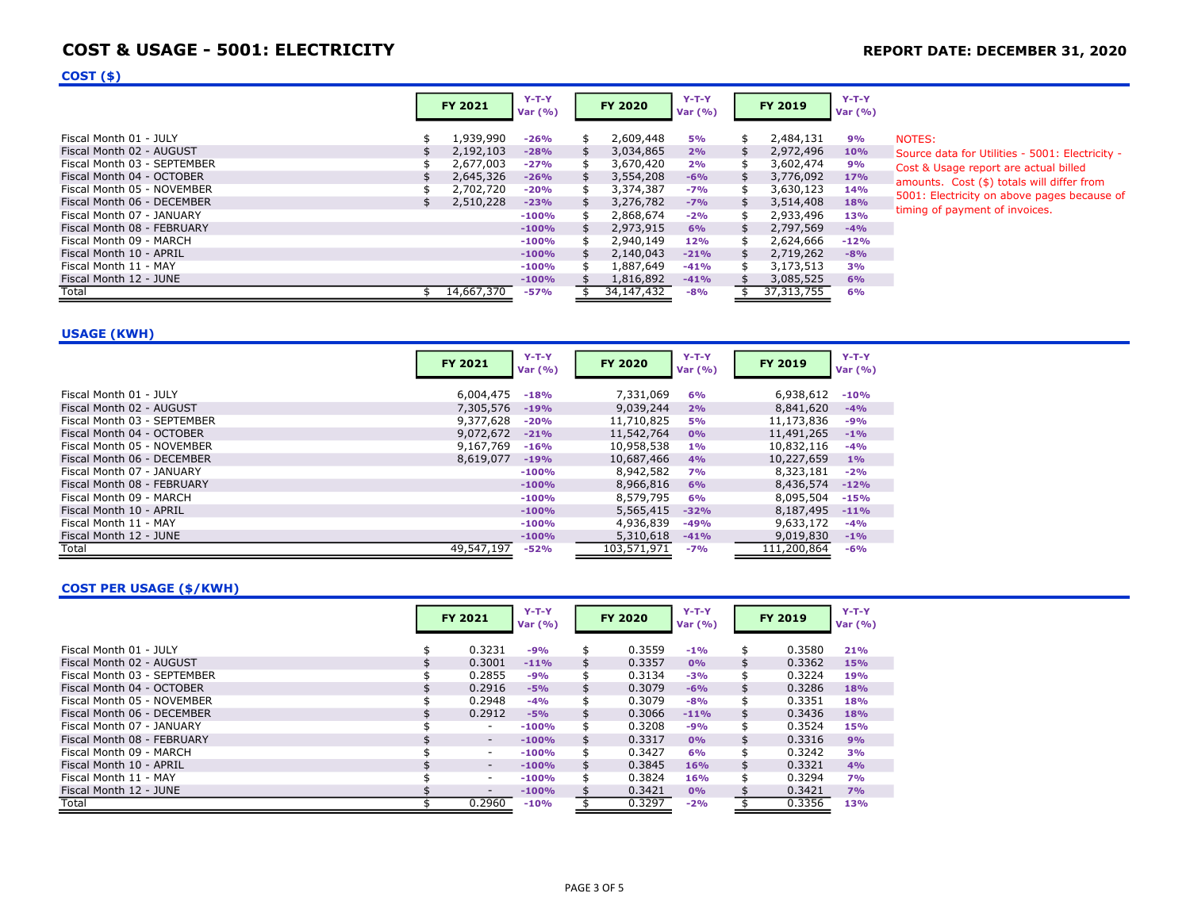# COST & USAGE - 5001: ELECTRICITY

**REPORT DATE: DECEMBER 31, 2020**

## COST ($)

| | FY 2021 | Y-T-Y Var (%) | FY 2020 | Y-T-Y Var (%) | FY 2019 | Y-T-Y Var (%) |
|---|---|---|---|---|---|---|
| Fiscal Month 01 - JULY | $ 1,939,990 | -26% | $ 2,609,448 | 5% | $ 2,484,131 | 9% |
| Fiscal Month 02 - AUGUST | $ 2,192,103 | -28% | $ 3,034,865 | 2% | $ 2,972,496 | 10% |
| Fiscal Month 03 - SEPTEMBER | $ 2,677,003 | -27% | $ 3,670,420 | 2% | $ 3,602,474 | 9% |
| Fiscal Month 04 - OCTOBER | $ 2,645,326 | -26% | $ 3,554,208 | -6% | $ 3,776,092 | 17% |
| Fiscal Month 05 - NOVEMBER | $ 2,702,720 | -20% | $ 3,374,387 | -7% | $ 3,630,123 | 14% |
| Fiscal Month 06 - DECEMBER | $ 2,510,228 | -23% | $ 3,276,782 | -7% | $ 3,514,408 | 18% |
| Fiscal Month 07 - JANUARY | | -100% | $ 2,868,674 | -2% | $ 2,933,496 | 13% |
| Fiscal Month 08 - FEBRUARY | | -100% | $ 2,973,915 | 6% | $ 2,797,569 | -4% |
| Fiscal Month 09 - MARCH | | -100% | $ 2,940,149 | 12% | $ 2,624,666 | -12% |
| Fiscal Month 10 - APRIL | | -100% | $ 2,140,043 | -21% | $ 2,719,262 | -8% |
| Fiscal Month 11 - MAY | | -100% | $ 1,887,649 | -41% | $ 3,173,513 | 3% |
| Fiscal Month 12 - JUNE | | -100% | $ 1,816,892 | -41% | $ 3,085,525 | 6% |
| Total | $ 14,667,370 | -57% | $ 34,147,432 | -8% | $ 37,313,755 | 6% |

NOTES:
Source data for Utilities - 5001: Electricity - Cost & Usage report are actual billed amounts. Cost ($) totals will differ from 5001: Electricity on above pages because of timing of payment of invoices.

## USAGE (KWH)

| | FY 2021 | Y-T-Y Var (%) | FY 2020 | Y-T-Y Var (%) | FY 2019 | Y-T-Y Var (%) |
|---|---|---|---|---|---|---|
| Fiscal Month 01 - JULY | 6,004,475 | -18% | 7,331,069 | 6% | 6,938,612 | -10% |
| Fiscal Month 02 - AUGUST | 7,305,576 | -19% | 9,039,244 | 2% | 8,841,620 | -4% |
| Fiscal Month 03 - SEPTEMBER | 9,377,628 | -20% | 11,710,825 | 5% | 11,173,836 | -9% |
| Fiscal Month 04 - OCTOBER | 9,072,672 | -21% | 11,542,764 | 0% | 11,491,265 | -1% |
| Fiscal Month 05 - NOVEMBER | 9,167,769 | -16% | 10,958,538 | 1% | 10,832,116 | -4% |
| Fiscal Month 06 - DECEMBER | 8,619,077 | -19% | 10,687,466 | 4% | 10,227,659 | 1% |
| Fiscal Month 07 - JANUARY | | -100% | 8,942,582 | 7% | 8,323,181 | -2% |
| Fiscal Month 08 - FEBRUARY | | -100% | 8,966,816 | 6% | 8,436,574 | -12% |
| Fiscal Month 09 - MARCH | | -100% | 8,579,795 | 6% | 8,095,504 | -15% |
| Fiscal Month 10 - APRIL | | -100% | 5,565,415 | -32% | 8,187,495 | -11% |
| Fiscal Month 11 - MAY | | -100% | 4,936,839 | -49% | 9,633,172 | -4% |
| Fiscal Month 12 - JUNE | | -100% | 5,310,618 | -41% | 9,019,830 | -1% |
| Total | 49,547,197 | -52% | 103,571,971 | -7% | 111,200,864 | -6% |

## COST PER USAGE ($/KWH)

| | FY 2021 | Y-T-Y Var (%) | FY 2020 | Y-T-Y Var (%) | FY 2019 | Y-T-Y Var (%) |
|---|---|---|---|---|---|---|
| Fiscal Month 01 - JULY | $ 0.3231 | -9% | $ 0.3559 | -1% | $ 0.3580 | 21% |
| Fiscal Month 02 - AUGUST | $ 0.3001 | -11% | $ 0.3357 | 0% | $ 0.3362 | 15% |
| Fiscal Month 03 - SEPTEMBER | $ 0.2855 | -9% | $ 0.3134 | -3% | $ 0.3224 | 19% |
| Fiscal Month 04 - OCTOBER | $ 0.2916 | -5% | $ 0.3079 | -6% | $ 0.3286 | 18% |
| Fiscal Month 05 - NOVEMBER | $ 0.2948 | -4% | $ 0.3079 | -8% | $ 0.3351 | 18% |
| Fiscal Month 06 - DECEMBER | $ 0.2912 | -5% | $ 0.3066 | -11% | $ 0.3436 | 18% |
| Fiscal Month 07 - JANUARY | $ - | -100% | $ 0.3208 | -9% | $ 0.3524 | 15% |
| Fiscal Month 08 - FEBRUARY | $ - | -100% | $ 0.3317 | 0% | $ 0.3316 | 9% |
| Fiscal Month 09 - MARCH | $ - | -100% | $ 0.3427 | 6% | $ 0.3242 | 3% |
| Fiscal Month 10 - APRIL | $ - | -100% | $ 0.3845 | 16% | $ 0.3321 | 4% |
| Fiscal Month 11 - MAY | $ - | -100% | $ 0.3824 | 16% | $ 0.3294 | 7% |
| Fiscal Month 12 - JUNE | $ - | -100% | $ 0.3421 | 0% | $ 0.3421 | 7% |
| Total | $ 0.2960 | -10% | $ 0.3297 | -2% | $ 0.3356 | 13% |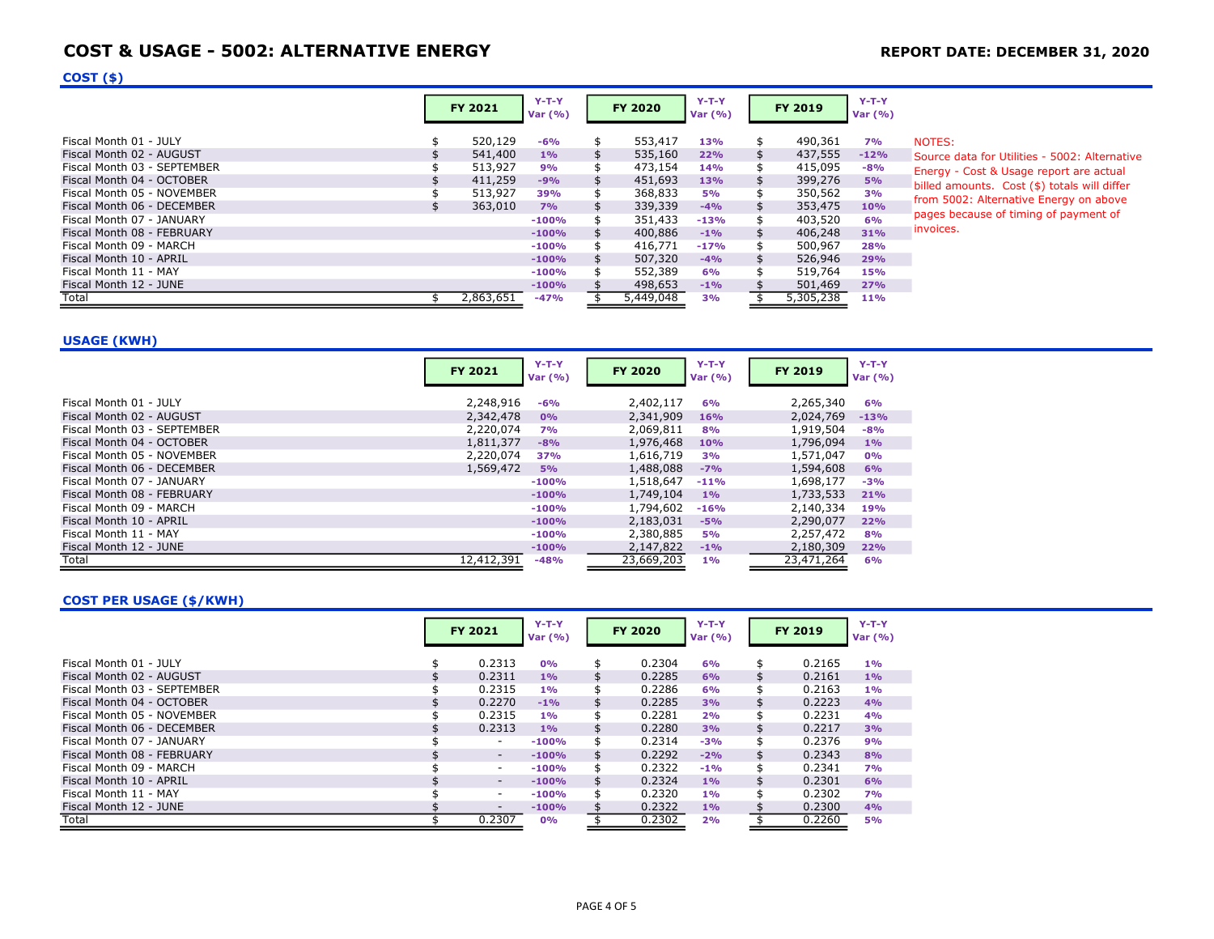# COST & USAGE - 5002: ALTERNATIVE ENERGY

**REPORT DATE: DECEMBER 31, 2020**

## COST ($)

| | FY 2021 | Y-T-Y Var (%) | FY 2020 | Y-T-Y Var (%) | FY 2019 | Y-T-Y Var (%) |
|---|---|---|---|---|---|---|
| Fiscal Month 01 - JULY | $ 520,129 | -6% | $ 553,417 | 13% | $ 490,361 | 7% |
| Fiscal Month 02 - AUGUST | $ 541,400 | 1% | $ 535,160 | 22% | $ 437,555 | -12% |
| Fiscal Month 03 - SEPTEMBER | $ 513,927 | 9% | $ 473,154 | 14% | $ 415,095 | -8% |
| Fiscal Month 04 - OCTOBER | $ 411,259 | -9% | $ 451,693 | 13% | $ 399,276 | 5% |
| Fiscal Month 05 - NOVEMBER | $ 513,927 | 39% | $ 368,833 | 5% | $ 350,562 | 3% |
| Fiscal Month 06 - DECEMBER | $ 363,010 | 7% | $ 339,339 | -4% | $ 353,475 | 10% |
| Fiscal Month 07 - JANUARY | | -100% | $ 351,433 | -13% | $ 403,520 | 6% |
| Fiscal Month 08 - FEBRUARY | | -100% | $ 400,886 | -1% | $ 406,248 | 31% |
| Fiscal Month 09 - MARCH | | -100% | $ 416,771 | -17% | $ 500,967 | 28% |
| Fiscal Month 10 - APRIL | | -100% | $ 507,320 | -4% | $ 526,946 | 29% |
| Fiscal Month 11 - MAY | | -100% | $ 552,389 | 6% | $ 519,764 | 15% |
| Fiscal Month 12 - JUNE | | -100% | $ 498,653 | -1% | $ 501,469 | 27% |
| Total | $ 2,863,651 | -47% | $ 5,449,048 | 3% | $ 5,305,238 | 11% |

NOTES:
Source data for Utilities - 5002: Alternative Energy - Cost & Usage report are actual billed amounts. Cost ($) totals will differ from 5002: Alternative Energy on above pages because of timing of payment of invoices.

## USAGE (KWH)

| | FY 2021 | Y-T-Y Var (%) | FY 2020 | Y-T-Y Var (%) | FY 2019 | Y-T-Y Var (%) |
|---|---|---|---|---|---|---|
| Fiscal Month 01 - JULY | 2,248,916 | -6% | 2,402,117 | 6% | 2,265,340 | 6% |
| Fiscal Month 02 - AUGUST | 2,342,478 | 0% | 2,341,909 | 16% | 2,024,769 | -13% |
| Fiscal Month 03 - SEPTEMBER | 2,220,074 | 7% | 2,069,811 | 8% | 1,919,504 | -8% |
| Fiscal Month 04 - OCTOBER | 1,811,377 | -8% | 1,976,468 | 10% | 1,796,094 | 1% |
| Fiscal Month 05 - NOVEMBER | 2,220,074 | 37% | 1,616,719 | 3% | 1,571,047 | 0% |
| Fiscal Month 06 - DECEMBER | 1,569,472 | 5% | 1,488,088 | -7% | 1,594,608 | 6% |
| Fiscal Month 07 - JANUARY | | -100% | 1,518,647 | -11% | 1,698,177 | -3% |
| Fiscal Month 08 - FEBRUARY | | -100% | 1,749,104 | 1% | 1,733,533 | 21% |
| Fiscal Month 09 - MARCH | | -100% | 1,794,602 | -16% | 2,140,334 | 19% |
| Fiscal Month 10 - APRIL | | -100% | 2,183,031 | -5% | 2,290,077 | 22% |
| Fiscal Month 11 - MAY | | -100% | 2,380,885 | 5% | 2,257,472 | 8% |
| Fiscal Month 12 - JUNE | | -100% | 2,147,822 | -1% | 2,180,309 | 22% |
| Total | 12,412,391 | -48% | 23,669,203 | 1% | 23,471,264 | 6% |

## COST PER USAGE ($/KWH)

| | FY 2021 | Y-T-Y Var (%) | FY 2020 | Y-T-Y Var (%) | FY 2019 | Y-T-Y Var (%) |
|---|---|---|---|---|---|---|
| Fiscal Month 01 - JULY | $ 0.2313 | 0% | $ 0.2304 | 6% | $ 0.2165 | 1% |
| Fiscal Month 02 - AUGUST | $ 0.2311 | 1% | $ 0.2285 | 6% | $ 0.2161 | 1% |
| Fiscal Month 03 - SEPTEMBER | $ 0.2315 | 1% | $ 0.2286 | 6% | $ 0.2163 | 1% |
| Fiscal Month 04 - OCTOBER | $ 0.2270 | -1% | $ 0.2285 | 3% | $ 0.2223 | 4% |
| Fiscal Month 05 - NOVEMBER | $ 0.2315 | 1% | $ 0.2281 | 2% | $ 0.2231 | 4% |
| Fiscal Month 06 - DECEMBER | $ 0.2313 | 1% | $ 0.2280 | 3% | $ 0.2217 | 3% |
| Fiscal Month 07 - JANUARY | $ - | -100% | $ 0.2314 | -3% | $ 0.2376 | 9% |
| Fiscal Month 08 - FEBRUARY | $ - | -100% | $ 0.2292 | -2% | $ 0.2343 | 8% |
| Fiscal Month 09 - MARCH | $ - | -100% | $ 0.2322 | -1% | $ 0.2341 | 7% |
| Fiscal Month 10 - APRIL | $ - | -100% | $ 0.2324 | 1% | $ 0.2301 | 6% |
| Fiscal Month 11 - MAY | $ - | -100% | $ 0.2320 | 1% | $ 0.2302 | 7% |
| Fiscal Month 12 - JUNE | $ - | -100% | $ 0.2322 | 1% | $ 0.2300 | 4% |
| Total | $ 0.2307 | 0% | $ 0.2302 | 2% | $ 0.2260 | 5% |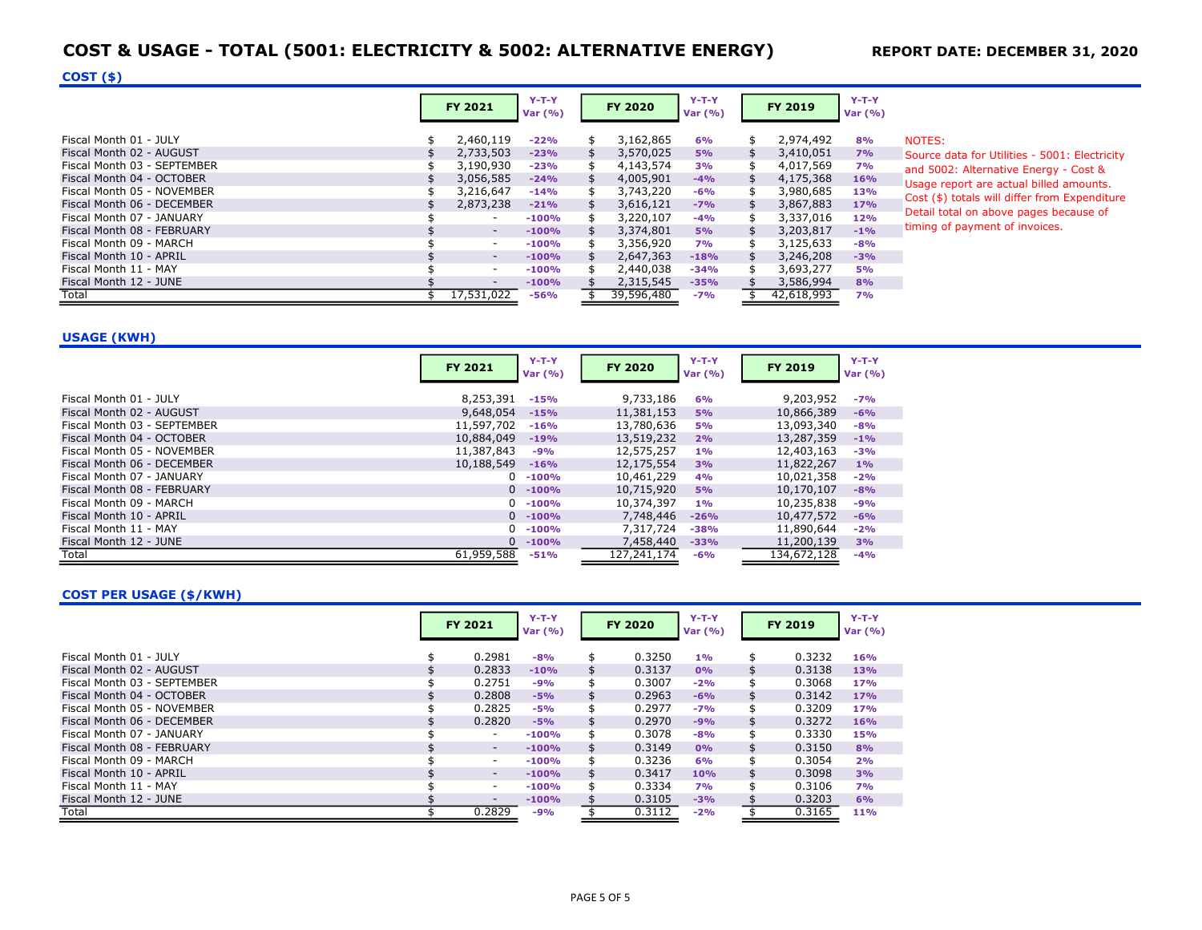# COST & USAGE - TOTAL (5001: ELECTRICITY & 5002: ALTERNATIVE ENERGY)

**REPORT DATE: DECEMBER 31, 2020**

## COST ($)

| | FY 2021 | Y-T-Y Var (%) | FY 2020 | Y-T-Y Var (%) | FY 2019 | Y-T-Y Var (%) |
|---|---|---|---|---|---|---|
| Fiscal Month 01 - JULY | $ 2,460,119 | -22% | $ 3,162,865 | 6% | $ 2,974,492 | 8% |
| Fiscal Month 02 - AUGUST | $ 2,733,503 | -23% | $ 3,570,025 | 5% | $ 3,410,051 | 7% |
| Fiscal Month 03 - SEPTEMBER | $ 3,190,930 | -23% | $ 4,143,574 | 3% | $ 4,017,569 | 7% |
| Fiscal Month 04 - OCTOBER | $ 3,056,585 | -24% | $ 4,005,901 | -4% | $ 4,175,368 | 16% |
| Fiscal Month 05 - NOVEMBER | $ 3,216,647 | -14% | $ 3,743,220 | -6% | $ 3,980,685 | 13% |
| Fiscal Month 06 - DECEMBER | $ 2,873,238 | -21% | $ 3,616,121 | -7% | $ 3,867,883 | 17% |
| Fiscal Month 07 - JANUARY | $ - | -100% | $ 3,220,107 | -4% | $ 3,337,016 | 12% |
| Fiscal Month 08 - FEBRUARY | $ - | -100% | $ 3,374,801 | 5% | $ 3,203,817 | -1% |
| Fiscal Month 09 - MARCH | $ - | -100% | $ 3,356,920 | 7% | $ 3,125,633 | -8% |
| Fiscal Month 10 - APRIL | $ - | -100% | $ 2,647,363 | -18% | $ 3,246,208 | -3% |
| Fiscal Month 11 - MAY | $ - | -100% | $ 2,440,038 | -34% | $ 3,693,277 | 5% |
| Fiscal Month 12 - JUNE | $ - | -100% | $ 2,315,545 | -35% | $ 3,586,994 | 8% |
| Total | $ 17,531,022 | -56% | $ 39,596,480 | -7% | $ 42,618,993 | 7% |

NOTES:
Source data for Utilities - 5001: Electricity and 5002: Alternative Energy - Cost & Usage report are actual billed amounts. Cost ($) totals will differ from Expenditure Detail total on above pages because of timing of payment of invoices.

## USAGE (KWH)

| | FY 2021 | Y-T-Y Var (%) | FY 2020 | Y-T-Y Var (%) | FY 2019 | Y-T-Y Var (%) |
|---|---|---|---|---|---|---|
| Fiscal Month 01 - JULY | 8,253,391 | -15% | 9,733,186 | 6% | 9,203,952 | -7% |
| Fiscal Month 02 - AUGUST | 9,648,054 | -15% | 11,381,153 | 5% | 10,866,389 | -6% |
| Fiscal Month 03 - SEPTEMBER | 11,597,702 | -16% | 13,780,636 | 5% | 13,093,340 | -8% |
| Fiscal Month 04 - OCTOBER | 10,884,049 | -19% | 13,519,232 | 2% | 13,287,359 | -1% |
| Fiscal Month 05 - NOVEMBER | 11,387,843 | -9% | 12,575,257 | 1% | 12,403,163 | -3% |
| Fiscal Month 06 - DECEMBER | 10,188,549 | -16% | 12,175,554 | 3% | 11,822,267 | 1% |
| Fiscal Month 07 - JANUARY | 0 | -100% | 10,461,229 | 4% | 10,021,358 | -2% |
| Fiscal Month 08 - FEBRUARY | 0 | -100% | 10,715,920 | 5% | 10,170,107 | -8% |
| Fiscal Month 09 - MARCH | 0 | -100% | 10,374,397 | 1% | 10,235,838 | -9% |
| Fiscal Month 10 - APRIL | 0 | -100% | 7,748,446 | -26% | 10,477,572 | -6% |
| Fiscal Month 11 - MAY | 0 | -100% | 7,317,724 | -38% | 11,890,644 | -2% |
| Fiscal Month 12 - JUNE | 0 | -100% | 7,458,440 | -33% | 11,200,139 | 3% |
| Total | 61,959,588 | -51% | 127,241,174 | -6% | 134,672,128 | -4% |

## COST PER USAGE ($/KWH)

| | FY 2021 | Y-T-Y Var (%) | FY 2020 | Y-T-Y Var (%) | FY 2019 | Y-T-Y Var (%) |
|---|---|---|---|---|---|---|
| Fiscal Month 01 - JULY | $ 0.2981 | -8% | $ 0.3250 | 1% | $ 0.3232 | 16% |
| Fiscal Month 02 - AUGUST | $ 0.2833 | -10% | $ 0.3137 | 0% | $ 0.3138 | 13% |
| Fiscal Month 03 - SEPTEMBER | $ 0.2751 | -9% | $ 0.3007 | -2% | $ 0.3068 | 17% |
| Fiscal Month 04 - OCTOBER | $ 0.2808 | -5% | $ 0.2963 | -6% | $ 0.3142 | 17% |
| Fiscal Month 05 - NOVEMBER | $ 0.2825 | -5% | $ 0.2977 | -7% | $ 0.3209 | 17% |
| Fiscal Month 06 - DECEMBER | $ 0.2820 | -5% | $ 0.2970 | -9% | $ 0.3272 | 16% |
| Fiscal Month 07 - JANUARY | $ - | -100% | $ 0.3078 | -8% | $ 0.3330 | 15% |
| Fiscal Month 08 - FEBRUARY | $ - | -100% | $ 0.3149 | 0% | $ 0.3150 | 8% |
| Fiscal Month 09 - MARCH | $ - | -100% | $ 0.3236 | 6% | $ 0.3054 | 2% |
| Fiscal Month 10 - APRIL | $ - | -100% | $ 0.3417 | 10% | $ 0.3098 | 3% |
| Fiscal Month 11 - MAY | $ - | -100% | $ 0.3334 | 7% | $ 0.3106 | 7% |
| Fiscal Month 12 - JUNE | $ - | -100% | $ 0.3105 | -3% | $ 0.3203 | 6% |
| Total | $ 0.2829 | -9% | $ 0.3112 | -2% | $ 0.3165 | 11% |